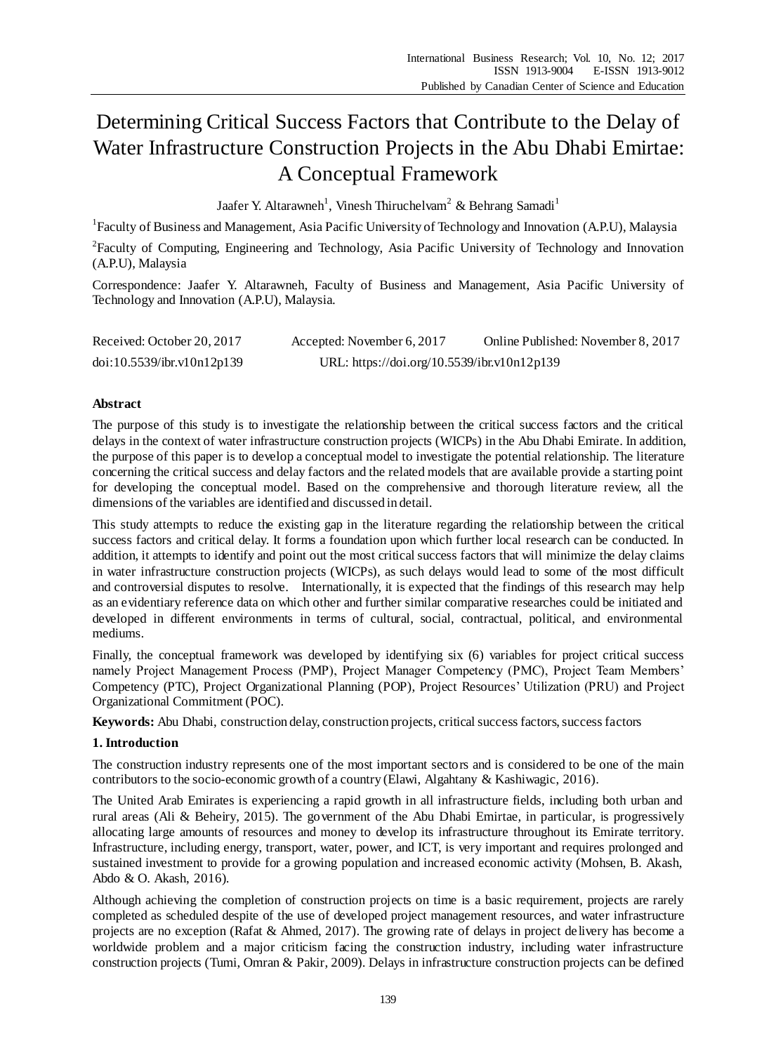# Determining Critical Success Factors that Contribute to the Delay of Water Infrastructure Construction Projects in the Abu Dhabi Emirtae: A Conceptual Framework

Jaafer Y. Altarawneh[1], Vinesh Thiruchelvam[2] & Behrang Samadi[1]

[1]Faculty of Business and Management, Asia Pacific University of Technology and Innovation (A.P.U), Malaysia

[2]Faculty of Computing, Engineering and Technology, Asia Pacific University of Technology and Innovation (A.P.U), Malaysia

Correspondence: Jaafer Y. Altarawneh, Faculty of Business and Management, Asia Pacific University of Technology and Innovation (A.P.U), Malaysia.

Received: October 20, 2017 Accepted: November 6, 2017 Online Published: November 8, 2017

doi:10.5539/ibr.v10n12p139 URL: https://doi.org/10.5539/ibr.v10n12p139

## Abstract

The purpose of this study is to investigate the relationship between the critical success factors and the critical delays in the context of water infrastructure construction projects (WICPs) in the Abu Dhabi Emirate. In addition, the purpose of this paper is to develop a conceptual model to investigate the potential relationship. The literature concerning the critical success and delay factors and the related models that are available provide a starting point for developing the conceptual model. Based on the comprehensive and thorough literature review, all the dimensions of the variables are identified and discussed in detail.

This study attempts to reduce the existing gap in the literature regarding the relationship between the critical success factors and critical delay. It forms a foundation upon which further local research can be conducted. In addition, it attempts to identify and point out the most critical success factors that will minimize the delay claims in water infrastructure construction projects (WICPs), as such delays would lead to some of the most difficult and controversial disputes to resolve. Internationally, it is expected that the findings of this research may help as an evidentiary reference data on which other and further similar comparative researches could be initiated and developed in different environments in terms of cultural, social, contractual, political, and environmental mediums.

Finally, the conceptual framework was developed by identifying six (6) variables for project critical success namely Project Management Process (PMP), Project Manager Competency (PMC), Project Team Members' Competency (PTC), Project Organizational Planning (POP), Project Resources' Utilization (PRU) and Project Organizational Commitment (POC).

**Keywords:** Abu Dhabi, construction delay, construction projects, critical success factors, success factors

## 1. Introduction

The construction industry represents one of the most important sectors and is considered to be one of the main contributors to the socio-economic growth of a country (Elawi, Algahtany & Kashiwagic, 2016).

The United Arab Emirates is experiencing a rapid growth in all infrastructure fields, including both urban and rural areas (Ali & Beheiry, 2015). The government of the Abu Dhabi Emirtae, in particular, is progressively allocating large amounts of resources and money to develop its infrastructure throughout its Emirate territory. Infrastructure, including energy, transport, water, power, and ICT, is very important and requires prolonged and sustained investment to provide for a growing population and increased economic activity (Mohsen, B. Akash, Abdo & O. Akash, 2016).

Although achieving the completion of construction projects on time is a basic requirement, projects are rarely completed as scheduled despite of the use of developed project management resources, and water infrastructure projects are no exception (Rafat & Ahmed, 2017). The growing rate of delays in project delivery has become a worldwide problem and a major criticism facing the construction industry, including water infrastructure construction projects (Tumi, Omran & Pakir, 2009). Delays in infrastructure construction projects can be defined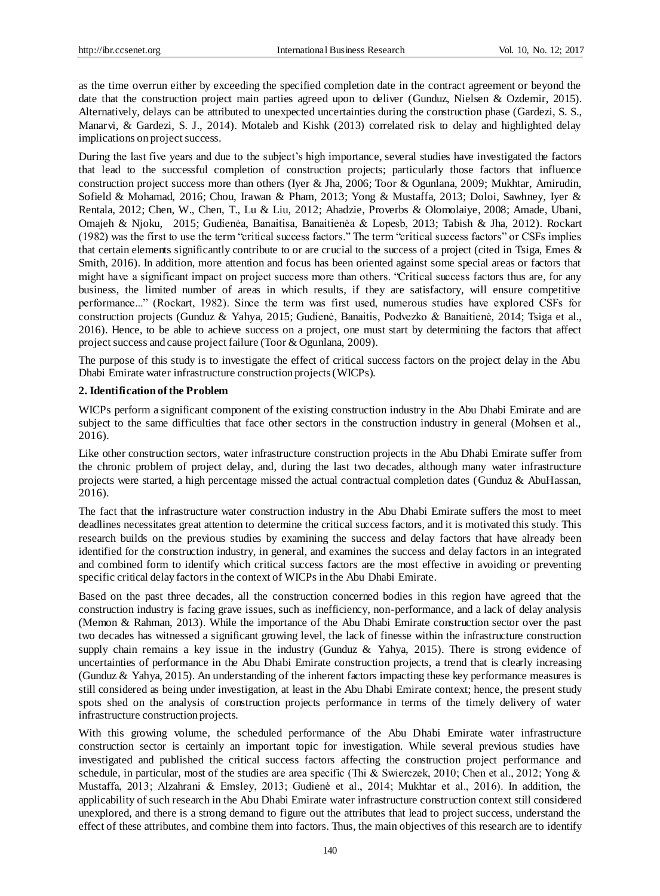as the time overrun either by exceeding the specified completion date in the contract agreement or beyond the date that the construction project main parties agreed upon to deliver (Gunduz, Nielsen & Ozdemir, 2015). Alternatively, delays can be attributed to unexpected uncertainties during the construction phase (Gardezi, S. S., Manarvi, & Gardezi, S. J., 2014). Motaleb and Kishk (2013) correlated risk to delay and highlighted delay implications on project success.

During the last five years and due to the subject's high importance, several studies have investigated the factors that lead to the successful completion of construction projects; particularly those factors that influence construction project success more than others (Iyer & Jha, 2006; Toor & Ogunlana, 2009; Mukhtar, Amirudin, Sofield & Mohamad, 2016; Chou, Irawan & Pham, 2013; Yong & Mustaffa, 2013; Doloi, Sawhney, Iyer & Rentala, 2012; Chen, W., Chen, T., Lu & Liu, 2012; Ahadzie, Proverbs & Olomolaiye, 2008; Amade, Ubani, Omajeh & Njoku, 2015; Gudienėa, Banaitisa, Banaitienėa & Lopesb, 2013; Tabish & Jha, 2012). Rockart (1982) was the first to use the term "critical success factors." The term "critical success factors" or CSFs implies that certain elements significantly contribute to or are crucial to the success of a project (cited in Tsiga, Emes & Smith, 2016). In addition, more attention and focus has been oriented against some special areas or factors that might have a significant impact on project success more than others. "Critical success factors thus are, for any business, the limited number of areas in which results, if they are satisfactory, will ensure competitive performance..." (Rockart, 1982). Since the term was first used, numerous studies have explored CSFs for construction projects (Gunduz & Yahya, 2015; Gudienė, Banaitis, Podvezko & Banaitienė, 2014; Tsiga et al., 2016). Hence, to be able to achieve success on a project, one must start by determining the factors that affect project success and cause project failure (Toor & Ogunlana, 2009).

The purpose of this study is to investigate the effect of critical success factors on the project delay in the Abu Dhabi Emirate water infrastructure construction projects (WICPs).

## 2. Identification of the Problem

WICPs perform a significant component of the existing construction industry in the Abu Dhabi Emirate and are subject to the same difficulties that face other sectors in the construction industry in general (Mohsen et al., 2016).

Like other construction sectors, water infrastructure construction projects in the Abu Dhabi Emirate suffer from the chronic problem of project delay, and, during the last two decades, although many water infrastructure projects were started, a high percentage missed the actual contractual completion dates (Gunduz & AbuHassan, 2016).

The fact that the infrastructure water construction industry in the Abu Dhabi Emirate suffers the most to meet deadlines necessitates great attention to determine the critical success factors, and it is motivated this study. This research builds on the previous studies by examining the success and delay factors that have already been identified for the construction industry, in general, and examines the success and delay factors in an integrated and combined form to identify which critical success factors are the most effective in avoiding or preventing specific critical delay factors in the context of WICPs in the Abu Dhabi Emirate.

Based on the past three decades, all the construction concerned bodies in this region have agreed that the construction industry is facing grave issues, such as inefficiency, non-performance, and a lack of delay analysis (Memon & Rahman, 2013). While the importance of the Abu Dhabi Emirate construction sector over the past two decades has witnessed a significant growing level, the lack of finesse within the infrastructure construction supply chain remains a key issue in the industry (Gunduz & Yahya, 2015). There is strong evidence of uncertainties of performance in the Abu Dhabi Emirate construction projects, a trend that is clearly increasing (Gunduz & Yahya, 2015). An understanding of the inherent factors impacting these key performance measures is still considered as being under investigation, at least in the Abu Dhabi Emirate context; hence, the present study spots shed on the analysis of construction projects performance in terms of the timely delivery of water infrastructure construction projects.

With this growing volume, the scheduled performance of the Abu Dhabi Emirate water infrastructure construction sector is certainly an important topic for investigation. While several previous studies have investigated and published the critical success factors affecting the construction project performance and schedule, in particular, most of the studies are area specific (Thi & Swierczek, 2010; Chen et al., 2012; Yong & Mustaffa, 2013; Alzahrani & Emsley, 2013; Gudienė et al., 2014; Mukhtar et al., 2016). In addition, the applicability of such research in the Abu Dhabi Emirate water infrastructure construction context still considered unexplored, and there is a strong demand to figure out the attributes that lead to project success, understand the effect of these attributes, and combine them into factors. Thus, the main objectives of this research are to identify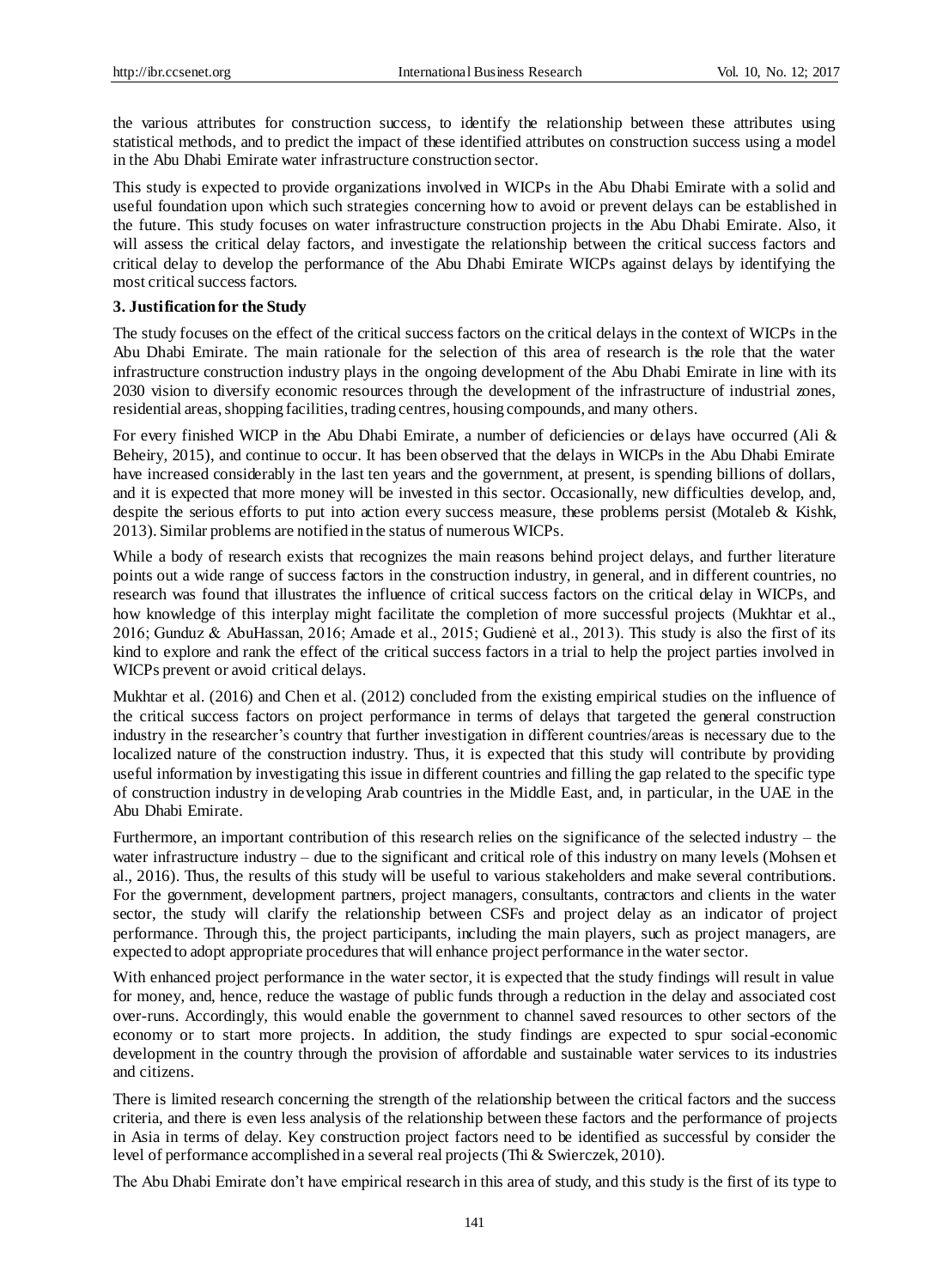the various attributes for construction success, to identify the relationship between these attributes using statistical methods, and to predict the impact of these identified attributes on construction success using a model in the Abu Dhabi Emirate water infrastructure construction sector.

This study is expected to provide organizations involved in WICPs in the Abu Dhabi Emirate with a solid and useful foundation upon which such strategies concerning how to avoid or prevent delays can be established in the future. This study focuses on water infrastructure construction projects in the Abu Dhabi Emirate. Also, it will assess the critical delay factors, and investigate the relationship between the critical success factors and critical delay to develop the performance of the Abu Dhabi Emirate WICPs against delays by identifying the most critical success factors.

**3. Justification for the Study**

The study focuses on the effect of the critical success factors on the critical delays in the context of WICPs in the Abu Dhabi Emirate. The main rationale for the selection of this area of research is the role that the water infrastructure construction industry plays in the ongoing development of the Abu Dhabi Emirate in line with its 2030 vision to diversify economic resources through the development of the infrastructure of industrial zones, residential areas, shopping facilities, trading centres, housing compounds, and many others.

For every finished WICP in the Abu Dhabi Emirate, a number of deficiencies or delays have occurred (Ali & Beheiry, 2015), and continue to occur. It has been observed that the delays in WICPs in the Abu Dhabi Emirate have increased considerably in the last ten years and the government, at present, is spending billions of dollars, and it is expected that more money will be invested in this sector. Occasionally, new difficulties develop, and, despite the serious efforts to put into action every success measure, these problems persist (Motaleb & Kishk, 2013). Similar problems are notified in the status of numerous WICPs.

While a body of research exists that recognizes the main reasons behind project delays, and further literature points out a wide range of success factors in the construction industry, in general, and in different countries, no research was found that illustrates the influence of critical success factors on the critical delay in WICPs, and how knowledge of this interplay might facilitate the completion of more successful projects (Mukhtar et al., 2016; Gunduz & AbuHassan, 2016; Amade et al., 2015; Gudienė et al., 2013). This study is also the first of its kind to explore and rank the effect of the critical success factors in a trial to help the project parties involved in WICPs prevent or avoid critical delays.

Mukhtar et al. (2016) and Chen et al. (2012) concluded from the existing empirical studies on the influence of the critical success factors on project performance in terms of delays that targeted the general construction industry in the researcher's country that further investigation in different countries/areas is necessary due to the localized nature of the construction industry. Thus, it is expected that this study will contribute by providing useful information by investigating this issue in different countries and filling the gap related to the specific type of construction industry in developing Arab countries in the Middle East, and, in particular, in the UAE in the Abu Dhabi Emirate.

Furthermore, an important contribution of this research relies on the significance of the selected industry – the water infrastructure industry – due to the significant and critical role of this industry on many levels (Mohsen et al., 2016). Thus, the results of this study will be useful to various stakeholders and make several contributions. For the government, development partners, project managers, consultants, contractors and clients in the water sector, the study will clarify the relationship between CSFs and project delay as an indicator of project performance. Through this, the project participants, including the main players, such as project managers, are expected to adopt appropriate procedures that will enhance project performance in the water sector.

With enhanced project performance in the water sector, it is expected that the study findings will result in value for money, and, hence, reduce the wastage of public funds through a reduction in the delay and associated cost over-runs. Accordingly, this would enable the government to channel saved resources to other sectors of the economy or to start more projects. In addition, the study findings are expected to spur social-economic development in the country through the provision of affordable and sustainable water services to its industries and citizens.

There is limited research concerning the strength of the relationship between the critical factors and the success criteria, and there is even less analysis of the relationship between these factors and the performance of projects in Asia in terms of delay. Key construction project factors need to be identified as successful by consider the level of performance accomplished in a several real projects (Thi & Swierczek, 2010).

The Abu Dhabi Emirate don't have empirical research in this area of study, and this study is the first of its type to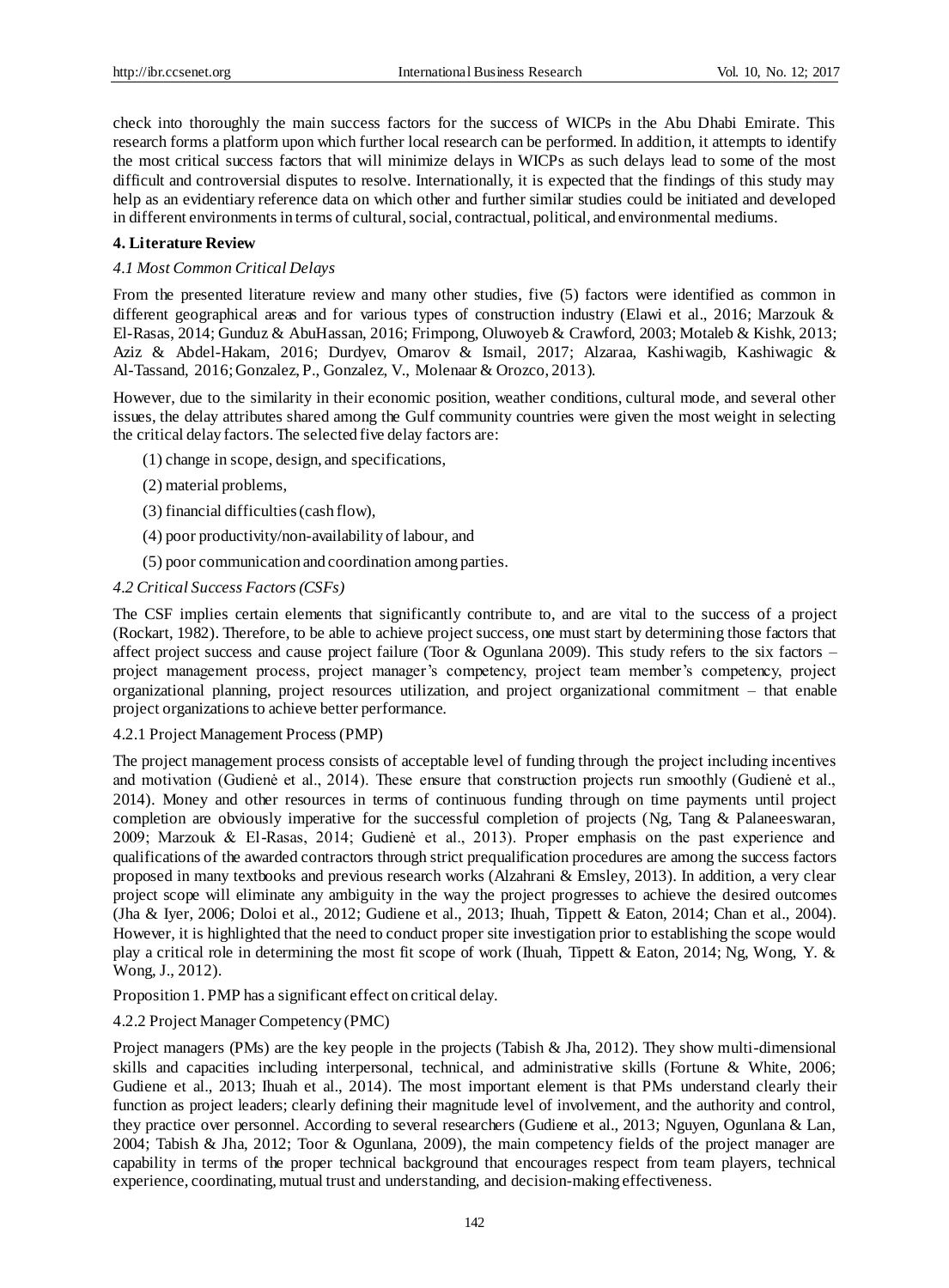check into thoroughly the main success factors for the success of WICPs in the Abu Dhabi Emirate. This research forms a platform upon which further local research can be performed. In addition, it attempts to identify the most critical success factors that will minimize delays in WICPs as such delays lead to some of the most difficult and controversial disputes to resolve. Internationally, it is expected that the findings of this study may help as an evidentiary reference data on which other and further similar studies could be initiated and developed in different environments in terms of cultural, social, contractual, political, and environmental mediums.

## 4. Literature Review

### *4.1 Most Common Critical Delays*

From the presented literature review and many other studies, five (5) factors were identified as common in different geographical areas and for various types of construction industry (Elawi et al., 2016; Marzouk & El-Rasas, 2014; Gunduz & AbuHassan, 2016; Frimpong, Oluwoyeb & Crawford, 2003; Motaleb & Kishk, 2013; Aziz & Abdel-Hakam, 2016; Durdyev, Omarov & Ismail, 2017; Alzaraa, Kashiwagib, Kashiwagic & Al-Tassand, 2016; Gonzalez, P., Gonzalez, V., Molenaar & Orozco, 2013).

However, due to the similarity in their economic position, weather conditions, cultural mode, and several other issues, the delay attributes shared among the Gulf community countries were given the most weight in selecting the critical delay factors. The selected five delay factors are:

(1) change in scope, design, and specifications,

(2) material problems,

(3) financial difficulties (cash flow),

(4) poor productivity/non-availability of labour, and

(5) poor communication and coordination among parties.

### *4.2 Critical Success Factors (CSFs)*

The CSF implies certain elements that significantly contribute to, and are vital to the success of a project (Rockart, 1982). Therefore, to be able to achieve project success, one must start by determining those factors that affect project success and cause project failure (Toor & Ogunlana 2009). This study refers to the six factors – project management process, project manager's competency, project team member's competency, project organizational planning, project resources utilization, and project organizational commitment – that enable project organizations to achieve better performance.

#### 4.2.1 Project Management Process (PMP)

The project management process consists of acceptable level of funding through the project including incentives and motivation (Gudienė et al., 2014). These ensure that construction projects run smoothly (Gudienė et al., 2014). Money and other resources in terms of continuous funding through on time payments until project completion are obviously imperative for the successful completion of projects (Ng, Tang & Palaneeswaran, 2009; Marzouk & El-Rasas, 2014; Gudienė et al., 2013). Proper emphasis on the past experience and qualifications of the awarded contractors through strict prequalification procedures are among the success factors proposed in many textbooks and previous research works (Alzahrani & Emsley, 2013). In addition, a very clear project scope will eliminate any ambiguity in the way the project progresses to achieve the desired outcomes (Jha & Iyer, 2006; Doloi et al., 2012; Gudiene et al., 2013; Ihuah, Tippett & Eaton, 2014; Chan et al., 2004). However, it is highlighted that the need to conduct proper site investigation prior to establishing the scope would play a critical role in determining the most fit scope of work (Ihuah, Tippett & Eaton, 2014; Ng, Wong, Y. & Wong, J., 2012).

Proposition 1. PMP has a significant effect on critical delay.

#### 4.2.2 Project Manager Competency (PMC)

Project managers (PMs) are the key people in the projects (Tabish & Jha, 2012). They show multi-dimensional skills and capacities including interpersonal, technical, and administrative skills (Fortune & White, 2006; Gudiene et al., 2013; Ihuah et al., 2014). The most important element is that PMs understand clearly their function as project leaders; clearly defining their magnitude level of involvement, and the authority and control, they practice over personnel. According to several researchers (Gudiene et al., 2013; Nguyen, Ogunlana & Lan, 2004; Tabish & Jha, 2012; Toor & Ogunlana, 2009), the main competency fields of the project manager are capability in terms of the proper technical background that encourages respect from team players, technical experience, coordinating, mutual trust and understanding, and decision-making effectiveness.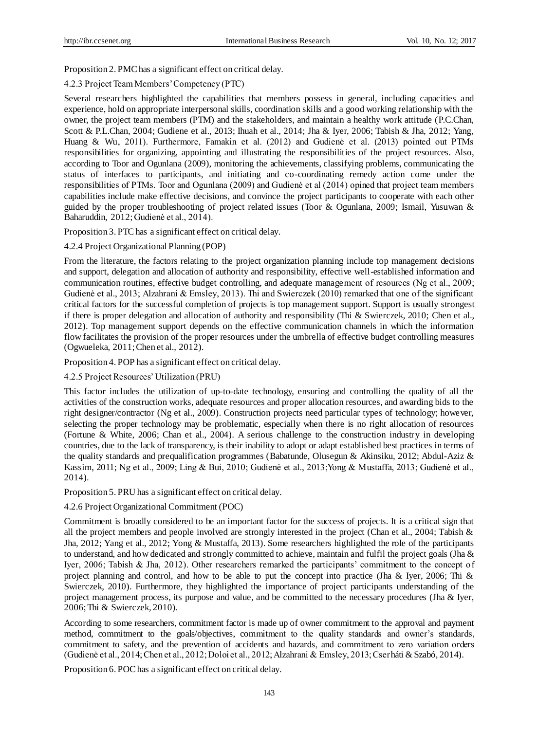Proposition 2. PMC has a significant effect on critical delay.

#### 4.2.3 Project Team Members' Competency (PTC)

Several researchers highlighted the capabilities that members possess in general, including capacities and experience, hold on appropriate interpersonal skills, coordination skills and a good working relationship with the owner, the project team members (PTM) and the stakeholders, and maintain a healthy work attitude (P.C.Chan, Scott & P.L.Chan, 2004; Gudiene et al., 2013; Ihuah et al., 2014; Jha & Iyer, 2006; Tabish & Jha, 2012; Yang, Huang & Wu, 2011). Furthermore, Famakin et al. (2012) and Gudienė et al. (2013) pointed out PTMs responsibilities for organizing, appointing and illustrating the responsibilities of the project resources. Also, according to Toor and Ogunlana (2009), monitoring the achievements, classifying problems, communicating the status of interfaces to participants, and initiating and co-coordinating remedy action come under the responsibilities of PTMs. Toor and Ogunlana (2009) and Gudienė et al (2014) opined that project team members capabilities include make effective decisions, and convince the project participants to cooperate with each other guided by the proper troubleshooting of project related issues (Toor & Ogunlana, 2009; Ismail, Yusuwan & Baharuddin, 2012; Gudienė et al., 2014).

Proposition 3. PTC has a significant effect on critical delay.

#### 4.2.4 Project Organizational Planning (POP)

From the literature, the factors relating to the project organization planning include top management decisions and support, delegation and allocation of authority and responsibility, effective well-established information and communication routines, effective budget controlling, and adequate management of resources (Ng et al., 2009; Gudienė et al., 2013; Alzahrani & Emsley, 2013). Thi and Swierczek (2010) remarked that one of the significant critical factors for the successful completion of projects is top management support. Support is usually strongest if there is proper delegation and allocation of authority and responsibility (Thi & Swierczek, 2010; Chen et al., 2012). Top management support depends on the effective communication channels in which the information flow facilitates the provision of the proper resources under the umbrella of effective budget controlling measures (Ogwueleka, 2011; Chen et al., 2012).

Proposition 4. POP has a significant effect on critical delay.

#### 4.2.5 Project Resources' Utilization (PRU)

This factor includes the utilization of up-to-date technology, ensuring and controlling the quality of all the activities of the construction works, adequate resources and proper allocation resources, and awarding bids to the right designer/contractor (Ng et al., 2009). Construction projects need particular types of technology; however, selecting the proper technology may be problematic, especially when there is no right allocation of resources (Fortune & White, 2006; Chan et al., 2004). A serious challenge to the construction industry in developing countries, due to the lack of transparency, is their inability to adopt or adapt established best practices in terms of the quality standards and prequalification programmes (Babatunde, Olusegun & Akinsiku, 2012; Abdul-Aziz & Kassim, 2011; Ng et al., 2009; Ling & Bui, 2010; Gudienė et al., 2013;Yong & Mustaffa, 2013; Gudienė et al., 2014).

Proposition 5. PRU has a significant effect on critical delay.

#### 4.2.6 Project Organizational Commitment (POC)

Commitment is broadly considered to be an important factor for the success of projects. It is a critical sign that all the project members and people involved are strongly interested in the project (Chan et al., 2004; Tabish & Jha, 2012; Yang et al., 2012; Yong & Mustaffa, 2013). Some researchers highlighted the role of the participants to understand, and how dedicated and strongly committed to achieve, maintain and fulfil the project goals (Jha & Iyer, 2006; Tabish & Jha, 2012). Other researchers remarked the participants' commitment to the concept of project planning and control, and how to be able to put the concept into practice (Jha & Iyer, 2006; Thi & Swierczek, 2010). Furthermore, they highlighted the importance of project participants understanding of the project management process, its purpose and value, and be committed to the necessary procedures (Jha & Iyer, 2006; Thi & Swierczek, 2010).

According to some researchers, commitment factor is made up of owner commitment to the approval and payment method, commitment to the goals/objectives, commitment to the quality standards and owner's standards, commitment to safety, and the prevention of accidents and hazards, and commitment to zero variation orders (Gudienė et al., 2014; Chen et al., 2012; Doloi et al., 2012; Alzahrani & Emsley, 2013; Cserháti & Szabó, 2014).

Proposition 6. POC has a significant effect on critical delay.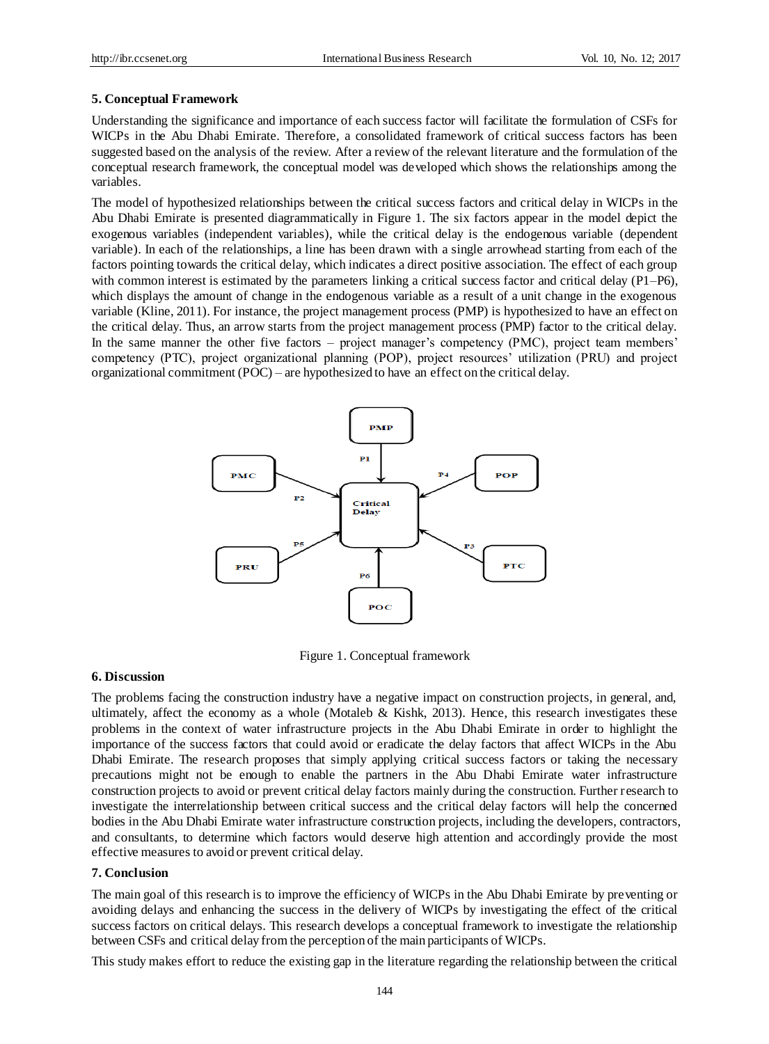## 5. Conceptual Framework

Understanding the significance and importance of each success factor will facilitate the formulation of CSFs for WICPs in the Abu Dhabi Emirate. Therefore, a consolidated framework of critical success factors has been suggested based on the analysis of the review. After a review of the relevant literature and the formulation of the conceptual research framework, the conceptual model was developed which shows the relationships among the variables.

The model of hypothesized relationships between the critical success factors and critical delay in WICPs in the Abu Dhabi Emirate is presented diagrammatically in Figure 1. The six factors appear in the model depict the exogenous variables (independent variables), while the critical delay is the endogenous variable (dependent variable). In each of the relationships, a line has been drawn with a single arrowhead starting from each of the factors pointing towards the critical delay, which indicates a direct positive association. The effect of each group with common interest is estimated by the parameters linking a critical success factor and critical delay (P1–P6), which displays the amount of change in the endogenous variable as a result of a unit change in the exogenous variable (Kline, 2011). For instance, the project management process (PMP) is hypothesized to have an effect on the critical delay. Thus, an arrow starts from the project management process (PMP) factor to the critical delay. In the same manner the other five factors – project manager's competency (PMC), project team members' competency (PTC), project organizational planning (POP), project resources' utilization (PRU) and project organizational commitment (POC) – are hypothesized to have an effect on the critical delay.

Figure 1. Conceptual framework

## 6. Discussion

The problems facing the construction industry have a negative impact on construction projects, in general, and, ultimately, affect the economy as a whole (Motaleb & Kishk, 2013). Hence, this research investigates these problems in the context of water infrastructure projects in the Abu Dhabi Emirate in order to highlight the importance of the success factors that could avoid or eradicate the delay factors that affect WICPs in the Abu Dhabi Emirate. The research proposes that simply applying critical success factors or taking the necessary precautions might not be enough to enable the partners in the Abu Dhabi Emirate water infrastructure construction projects to avoid or prevent critical delay factors mainly during the construction. Further research to investigate the interrelationship between critical success and the critical delay factors will help the concerned bodies in the Abu Dhabi Emirate water infrastructure construction projects, including the developers, contractors, and consultants, to determine which factors would deserve high attention and accordingly provide the most effective measures to avoid or prevent critical delay.

## 7. Conclusion

The main goal of this research is to improve the efficiency of WICPs in the Abu Dhabi Emirate by preventing or avoiding delays and enhancing the success in the delivery of WICPs by investigating the effect of the critical success factors on critical delays. This research develops a conceptual framework to investigate the relationship between CSFs and critical delay from the perception of the main participants of WICPs.

This study makes effort to reduce the existing gap in the literature regarding the relationship between the critical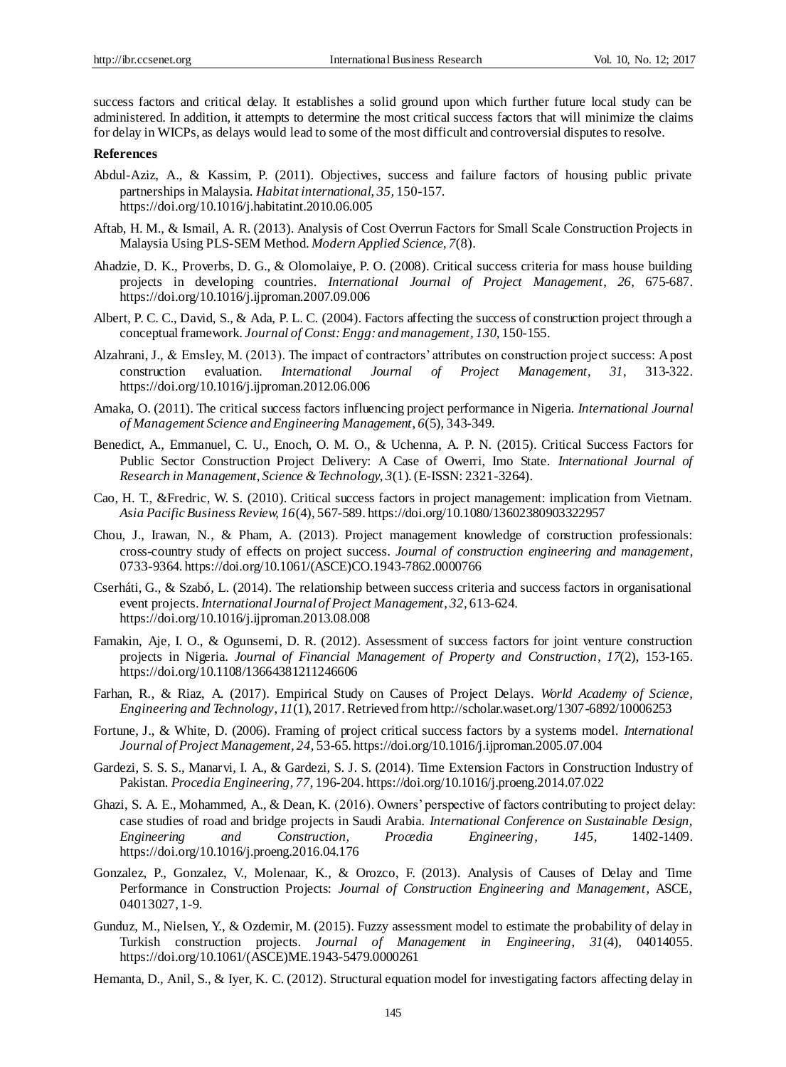success factors and critical delay. It establishes a solid ground upon which further future local study can be administered. In addition, it attempts to determine the most critical success factors that will minimize the claims for delay in WICPs, as delays would lead to some of the most difficult and controversial disputes to resolve.

## References

Abdul-Aziz, A., & Kassim, P. (2011). Objectives, success and failure factors of housing public private partnerships in Malaysia. *Habitat international*, *35*, 150-157. https://doi.org/10.1016/j.habitatint.2010.06.005

Aftab, H. M., & Ismail, A. R. (2013). Analysis of Cost Overrun Factors for Small Scale Construction Projects in Malaysia Using PLS-SEM Method. *Modern Applied Science*, *7*(8).

Ahadzie, D. K., Proverbs, D. G., & Olomolaiye, P. O. (2008). Critical success criteria for mass house building projects in developing countries. *International Journal of Project Management*, *26*, 675-687. https://doi.org/10.1016/j.ijproman.2007.09.006

Albert, P. C. C., David, S., & Ada, P. L. C. (2004). Factors affecting the success of construction project through a conceptual framework. *Journal of Const: Engg: and management*, *130*, 150-155.

Alzahrani, J., & Emsley, M. (2013). The impact of contractors' attributes on construction project success: A post construction evaluation. *International Journal of Project Management*, *31*, 313-322. https://doi.org/10.1016/j.ijproman.2012.06.006

Amaka, O. (2011). The critical success factors influencing project performance in Nigeria. *International Journal of Management Science and Engineering Management*, *6*(5), 343-349.

Benedict, A., Emmanuel, C. U., Enoch, O. M. O., & Uchenna, A. P. N. (2015). Critical Success Factors for Public Sector Construction Project Delivery: A Case of Owerri, Imo State. *International Journal of Research in Management, Science & Technology, 3*(1). (E-ISSN: 2321-3264).

Cao, H. T., &Fredric, W. S. (2010). Critical success factors in project management: implication from Vietnam. *Asia Pacific Business Review*, *16*(4), 567-589. https://doi.org/10.1080/13602380903322957

Chou, J., Irawan, N., & Pham, A. (2013). Project management knowledge of construction professionals: cross-country study of effects on project success. *Journal of construction engineering and management*, 0733-9364. https://doi.org/10.1061/(ASCE)CO.1943-7862.0000766

Cserháti, G., & Szabó, L. (2014). The relationship between success criteria and success factors in organisational event projects. *International Journal of Project Management*, *32*, 613-624. https://doi.org/10.1016/j.ijproman.2013.08.008

Famakin, Aje, I. O., & Ogunsemi, D. R. (2012). Assessment of success factors for joint venture construction projects in Nigeria. *Journal of Financial Management of Property and Construction*, *17*(2), 153-165. https://doi.org/10.1108/13664381211246606

Farhan, R., & Riaz, A. (2017). Empirical Study on Causes of Project Delays. *World Academy of Science, Engineering and Technology*, *11*(1), 2017. Retrieved from http://scholar.waset.org/1307-6892/10006253

Fortune, J., & White, D. (2006). Framing of project critical success factors by a systems model. *International Journal of Project Management*, *24*, 53-65. https://doi.org/10.1016/j.ijproman.2005.07.004

Gardezi, S. S. S., Manarvi, I. A., & Gardezi, S. J. S. (2014). Time Extension Factors in Construction Industry of Pakistan. *Procedia Engineering*, *77*, 196-204. https://doi.org/10.1016/j.proeng.2014.07.022

Ghazi, S. A. E., Mohammed, A., & Dean, K. (2016). Owners' perspective of factors contributing to project delay: case studies of road and bridge projects in Saudi Arabia. *International Conference on Sustainable Design, Engineering and Construction, Procedia Engineering, 145,* 1402-1409. https://doi.org/10.1016/j.proeng.2016.04.176

Gonzalez, P., Gonzalez, V., Molenaar, K., & Orozco, F. (2013). Analysis of Causes of Delay and Time Performance in Construction Projects: *Journal of Construction Engineering and Management*, ASCE, 04013027, 1-9.

Gunduz, M., Nielsen, Y., & Ozdemir, M. (2015). Fuzzy assessment model to estimate the probability of delay in Turkish construction projects. *Journal of Management in Engineering*, *31*(4), 04014055. https://doi.org/10.1061/(ASCE)ME.1943-5479.0000261

Hemanta, D., Anil, S., & Iyer, K. C. (2012). Structural equation model for investigating factors affecting delay in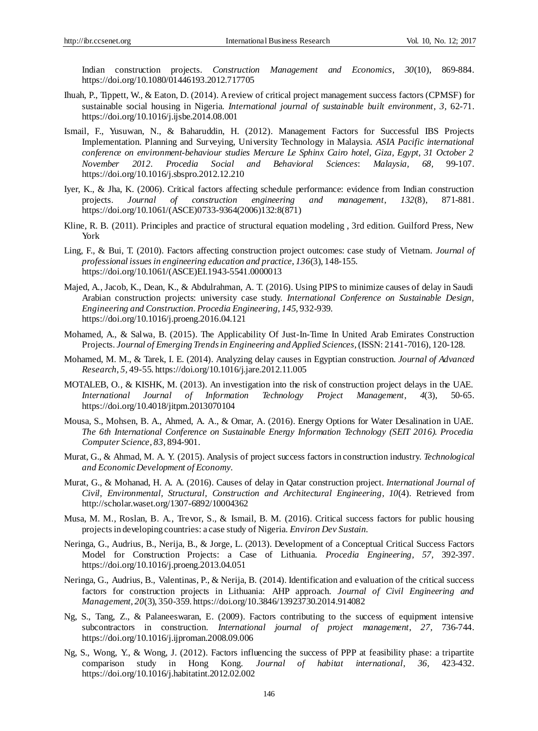Indian construction projects. *Construction Management and Economics*, *30*(10), 869-884. https://doi.org/10.1080/01446193.2012.717705

Ihuah, P., Tippett, W., & Eaton, D. (2014). A review of critical project management success factors (CPMSF) for sustainable social housing in Nigeria. *International journal of sustainable built environment*, *3*, 62-71. https://doi.org/10.1016/j.ijsbe.2014.08.001

Ismail, F., Yusuwan, N., & Baharuddin, H. (2012). Management Factors for Successful IBS Projects Implementation. Planning and Surveying, University Technology in Malaysia. *ASIA Pacific international conference on environment-behaviour studies Mercure Le Sphinx Cairo hotel, Giza, Egypt, 31 October 2 November 2012. Procedia Social and Behavioral Sciences*: *Malaysia, 68,* 99-107. https://doi.org/10.1016/j.sbspro.2012.12.210

Iyer, K., & Jha, K. (2006). Critical factors affecting schedule performance: evidence from Indian construction projects. *Journal of construction engineering and management*, *132*(8), 871-881. https://doi.org/10.1061/(ASCE)0733-9364(2006)132:8(871)

Kline, R. B. (2011). Principles and practice of structural equation modeling , 3rd edition. Guilford Press, New York

Ling, F., & Bui, T. (2010). Factors affecting construction project outcomes: case study of Vietnam. *Journal of professional issues in engineering education and practice*, *136*(3), 148-155. https://doi.org/10.1061/(ASCE)EI.1943-5541.0000013

Majed, A., Jacob, K., Dean, K., & Abdulrahman, A. T. (2016). Using PIPS to minimize causes of delay in Saudi Arabian construction projects: university case study. *International Conference on Sustainable Design, Engineering and Construction. Procedia Engineering*, *145,* 932-939. https://doi.org/10.1016/j.proeng.2016.04.121

Mohamed, A., & Salwa, B. (2015). The Applicability Of Just-In-Time In United Arab Emirates Construction Projects. *Journal of Emerging Trends in Engineering and Applied Sciences*, (ISSN: 2141-7016), 120-128.

Mohamed, M. M., & Tarek, I. E. (2014). Analyzing delay causes in Egyptian construction. *Journal of Advanced Research*, *5*, 49-55. https://doi.org/10.1016/j.jare.2012.11.005

MOTALEB, O., & KISHK, M. (2013). An investigation into the risk of construction project delays in the UAE. *International Journal of Information Technology Project Management*, *4*(3), 50-65. https://doi.org/10.4018/jitpm.2013070104

Mousa, S., Mohsen, B. A., Ahmed, A. A., & Omar, A. (2016). Energy Options for Water Desalination in UAE. *The 6th International Conference on Sustainable Energy Information Technology (SEIT 2016). Procedia Computer Science*, *83,* 894-901.

Murat, G., & Ahmad, M. A. Y. (2015). Analysis of project success factors in construction industry. *Technological and Economic Development of Economy*.

Murat, G., & Mohanad, H. A. A. (2016). Causes of delay in Qatar construction project. *International Journal of Civil, Environmental, Structural, Construction and Architectural Engineering*, *10*(4). Retrieved from http://scholar.waset.org/1307-6892/10004362

Musa, M. M., Roslan, B. A., Trevor, S., & Ismail, B. M. (2016). Critical success factors for public housing projects in developing countries: a case study of Nigeria. *Environ Dev Sustain*.

Neringa, G., Audrius, B., Nerija, B., & Jorge, L. (2013). Development of a Conceptual Critical Success Factors Model for Construction Projects: a Case of Lithuania. *Procedia Engineering*, *57,* 392-397. https://doi.org/10.1016/j.proeng.2013.04.051

Neringa, G., Audrius, B., Valentinas, P., & Nerija, B. (2014). Identification and evaluation of the critical success factors for construction projects in Lithuania: AHP approach. *Journal of Civil Engineering and Management*, *20*(3), 350-359. https://doi.org/10.3846/13923730.2014.914082

Ng, S., Tang, Z., & Palaneeswaran, E. (2009). Factors contributing to the success of equipment intensive subcontractors in construction. *International journal of project management*, *27,* 736-744. https://doi.org/10.1016/j.ijproman.2008.09.006

Ng, S., Wong, Y., & Wong, J. (2012). Factors influencing the success of PPP at feasibility phase: a tripartite comparison study in Hong Kong. *Journal of habitat international*, *36,* 423-432. https://doi.org/10.1016/j.habitatint.2012.02.002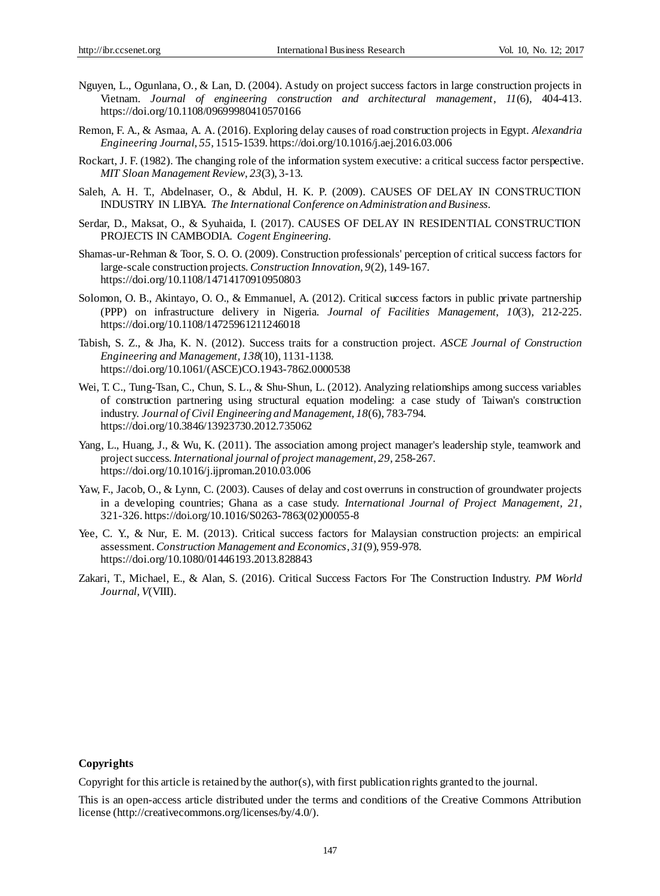Nguyen, L., Ogunlana, O., & Lan, D. (2004). A study on project success factors in large construction projects in Vietnam. *Journal of engineering construction and architectural management*, *11*(6), 404-413. https://doi.org/10.1108/09699980410570166

Remon, F. A., & Asmaa, A. A. (2016). Exploring delay causes of road construction projects in Egypt. *Alexandria Engineering Journal*, *55*, 1515-1539. https://doi.org/10.1016/j.aej.2016.03.006

Rockart, J. F. (1982). The changing role of the information system executive: a critical success factor perspective. *MIT Sloan Management Review*, *23*(3), 3-13.

Saleh, A. H. T., Abdelnaser, O., & Abdul, H. K. P. (2009). CAUSES OF DELAY IN CONSTRUCTION INDUSTRY IN LIBYA. *The International Conference on Administration and Business*.

Serdar, D., Maksat, O., & Syuhaida, I. (2017). CAUSES OF DELAY IN RESIDENTIAL CONSTRUCTION PROJECTS IN CAMBODIA. *Cogent Engineering*.

Shamas-ur-Rehman & Toor, S. O. O. (2009). Construction professionals' perception of critical success factors for large-scale construction projects. *Construction Innovation*, *9*(2), 149-167. https://doi.org/10.1108/14714170910950803

Solomon, O. B., Akintayo, O. O., & Emmanuel, A. (2012). Critical success factors in public private partnership (PPP) on infrastructure delivery in Nigeria. *Journal of Facilities Management*, *10*(3), 212-225. https://doi.org/10.1108/14725961211246018

Tabish, S. Z., & Jha, K. N. (2012). Success traits for a construction project. *ASCE Journal of Construction Engineering and Management*, *138*(10), 1131-1138. https://doi.org/10.1061/(ASCE)CO.1943-7862.0000538

Wei, T. C., Tung-Tsan, C., Chun, S. L., & Shu-Shun, L. (2012). Analyzing relationships among success variables of construction partnering using structural equation modeling: a case study of Taiwan's construction industry. *Journal of Civil Engineering and Management*, *18*(6), 783-794. https://doi.org/10.3846/13923730.2012.735062

Yang, L., Huang, J., & Wu, K. (2011). The association among project manager's leadership style, teamwork and project success. *International journal of project management*, *29*, 258-267. https://doi.org/10.1016/j.ijproman.2010.03.006

Yaw, F., Jacob, O., & Lynn, C. (2003). Causes of delay and cost overruns in construction of groundwater projects in a developing countries; Ghana as a case study. *International Journal of Project Management*, *21*, 321-326. https://doi.org/10.1016/S0263-7863(02)00055-8

Yee, C. Y., & Nur, E. M. (2013). Critical success factors for Malaysian construction projects: an empirical assessment. *Construction Management and Economics*, *31*(9), 959-978. https://doi.org/10.1080/01446193.2013.828843

Zakari, T., Michael, E., & Alan, S. (2016). Critical Success Factors For The Construction Industry. *PM World Journal*, *V*(VIII).

**Copyrights**

Copyright for this article is retained by the author(s), with first publication rights granted to the journal.

This is an open-access article distributed under the terms and conditions of the Creative Commons Attribution license (http://creativecommons.org/licenses/by/4.0/).